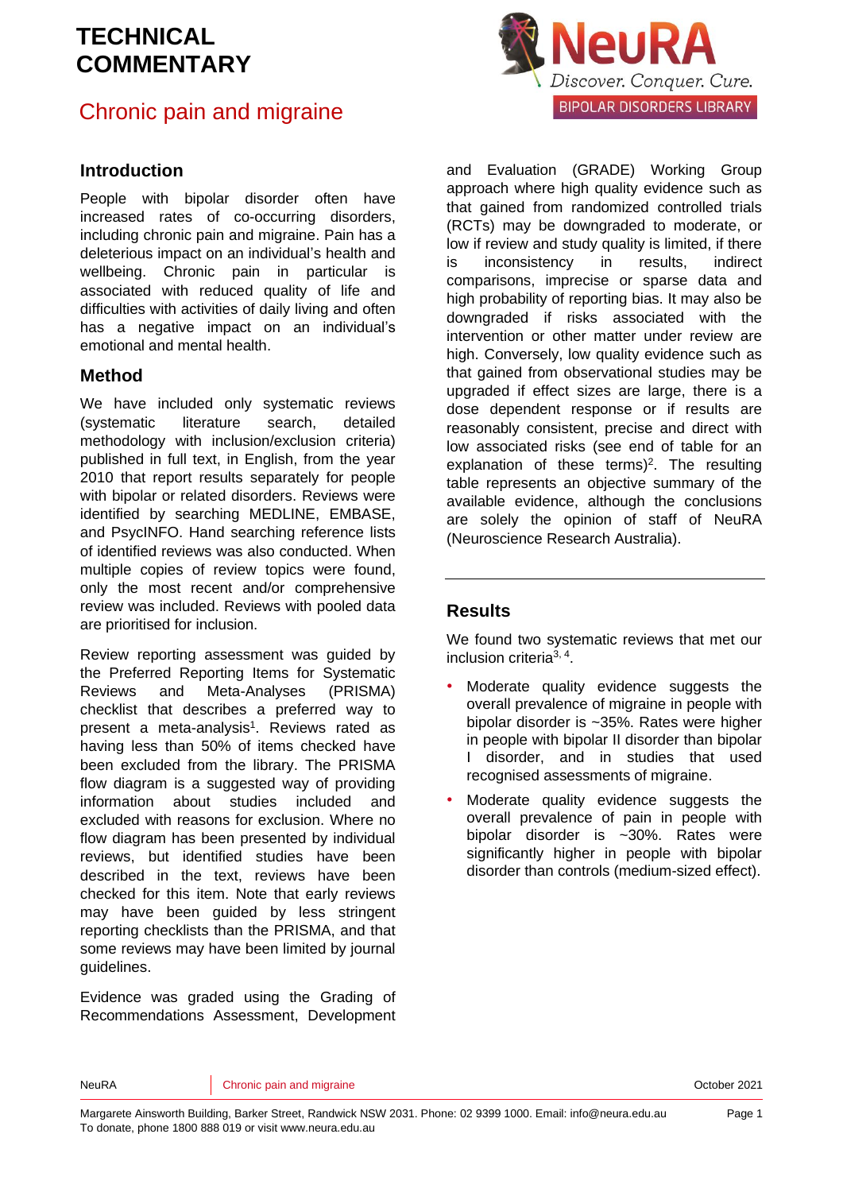# TECHNICAL COMMENTARY

## Chronic pain and migraine

## Introduction

People with bipolar disorder often have increased rates of co-occurring disorders, including chronic pain and migraine. Pain has a deleterious impact on an individual's health and wellbeing. Chronic pain in particular is associated with reduced quality of life and difficulties with activities of daily living and often has a negative impact on an individual's emotional and mental health.

## Method

We have included only systematic reviews (systematic literature search, detailed methodology with inclusion/exclusion criteria) published in full text, in English, from the year 2010 that report results separately for people with bipolar or related disorders. Reviews were identified by searching MEDLINE, EMBASE, and PsycINFO. Hand searching reference lists of identified reviews was also conducted. When multiple copies of review topics were found, only the most recent and/or comprehensive review was included. Reviews with pooled data are prioritised for inclusion.

Review reporting assessment was guided by the Preferred Reporting Items for Systematic Reviews and Meta-Analyses (PRISMA) checklist that describes a preferred way to present a meta-analysis[1]. Reviews rated as having less than 50% of items checked have been excluded from the library. The PRISMA flow diagram is a suggested way of providing information about studies included and excluded with reasons for exclusion. Where no flow diagram has been presented by individual reviews, but identified studies have been described in the text, reviews have been checked for this item. Note that early reviews may have been guided by less stringent reporting checklists than the PRISMA, and that some reviews may have been limited by journal guidelines.

Evidence was graded using the Grading of Recommendations Assessment, Development and Evaluation (GRADE) Working Group approach where high quality evidence such as that gained from randomized controlled trials (RCTs) may be downgraded to moderate, or low if review and study quality is limited, if there is inconsistency in results, indirect comparisons, imprecise or sparse data and high probability of reporting bias. It may also be downgraded if risks associated with the intervention or other matter under review are high. Conversely, low quality evidence such as that gained from observational studies may be upgraded if effect sizes are large, there is a dose dependent response or if results are reasonably consistent, precise and direct with low associated risks (see end of table for an explanation of these terms)[2]. The resulting table represents an objective summary of the available evidence, although the conclusions are solely the opinion of staff of NeuRA (Neuroscience Research Australia).

## Results

We found two systematic reviews that met our inclusion criteria[3, 4].

- Moderate quality evidence suggests the overall prevalence of migraine in people with bipolar disorder is ~35%. Rates were higher in people with bipolar II disorder than bipolar I disorder, and in studies that used recognised assessments of migraine.
- Moderate quality evidence suggests the overall prevalence of pain in people with bipolar disorder is ~30%. Rates were significantly higher in people with bipolar disorder than controls (medium-sized effect).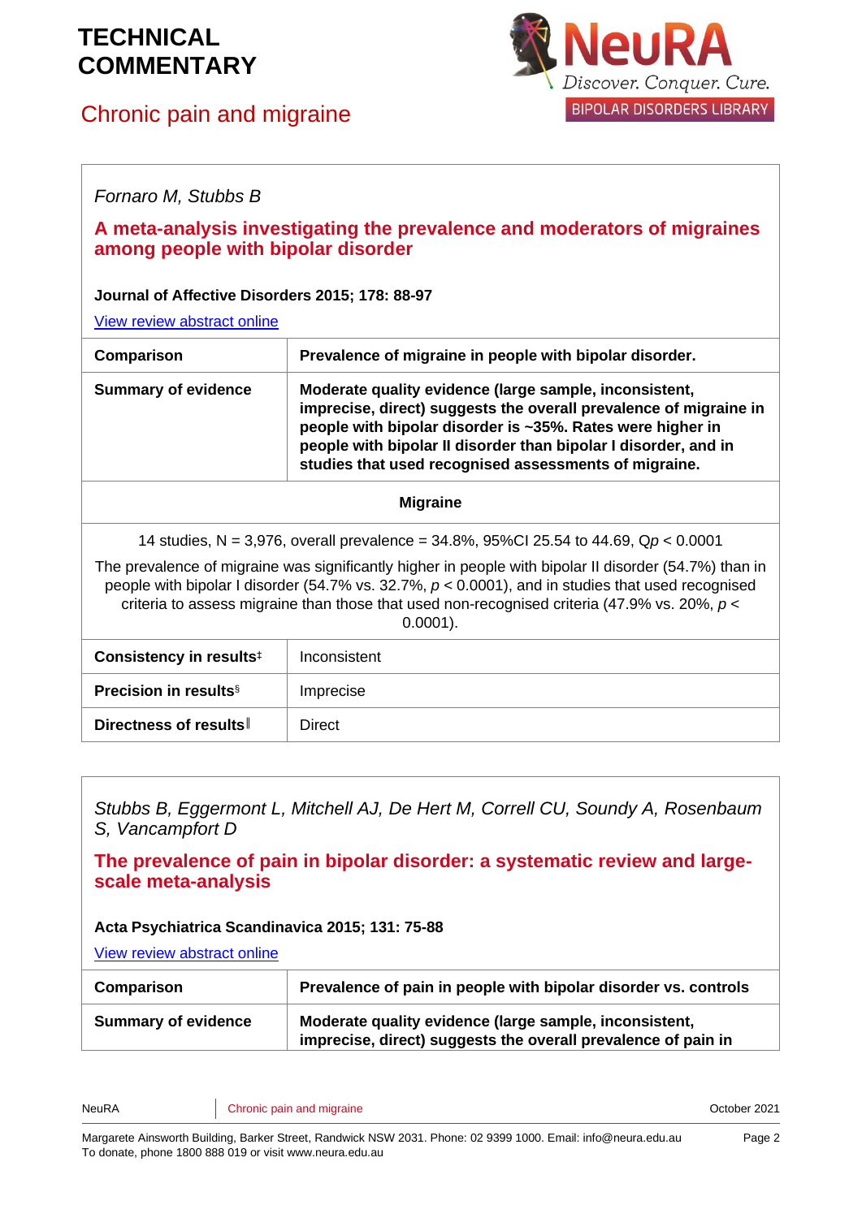*Fornaro M, Stubbs B*

**A meta-analysis investigating the prevalence and moderators of migraines among people with bipolar disorder**

**Journal of Affective Disorders 2015; 178: 88-97**

View review abstract online

| | |
|---|---|
| **Comparison** | **Prevalence of migraine in people with bipolar disorder.** |
| **Summary of evidence** | **Moderate quality evidence (large sample, inconsistent, imprecise, direct) suggests the overall prevalence of migraine in people with bipolar disorder is ~35%. Rates were higher in people with bipolar II disorder than bipolar I disorder, and in studies that used recognised assessments of migraine.** |

**Migraine**

14 studies, N = 3,976, overall prevalence = 34.8%, 95%CI 25.54 to 44.69, Q$p < 0.0001$

The prevalence of migraine was significantly higher in people with bipolar II disorder (54.7%) than in people with bipolar I disorder (54.7% vs. 32.7%, $p < 0.0001$), and in studies that used recognised criteria to assess migraine than those that used non-recognised criteria (47.9% vs. 20%, $p < 0.0001$).

| | |
|---|---|
| **Consistency in results**‡ | Inconsistent |
| **Precision in results**§ | Imprecise |
| **Directness of results**‖ | Direct |

*Stubbs B, Eggermont L, Mitchell AJ, De Hert M, Correll CU, Soundy A, Rosenbaum S, Vancampfort D*

**The prevalence of pain in bipolar disorder: a systematic review and large-scale meta-analysis**

**Acta Psychiatrica Scandinavica 2015; 131: 75-88**

View review abstract online

| | |
|---|---|
| **Comparison** | **Prevalence of pain in people with bipolar disorder vs. controls** |
| **Summary of evidence** | **Moderate quality evidence (large sample, inconsistent, imprecise, direct) suggests the overall prevalence of pain in** |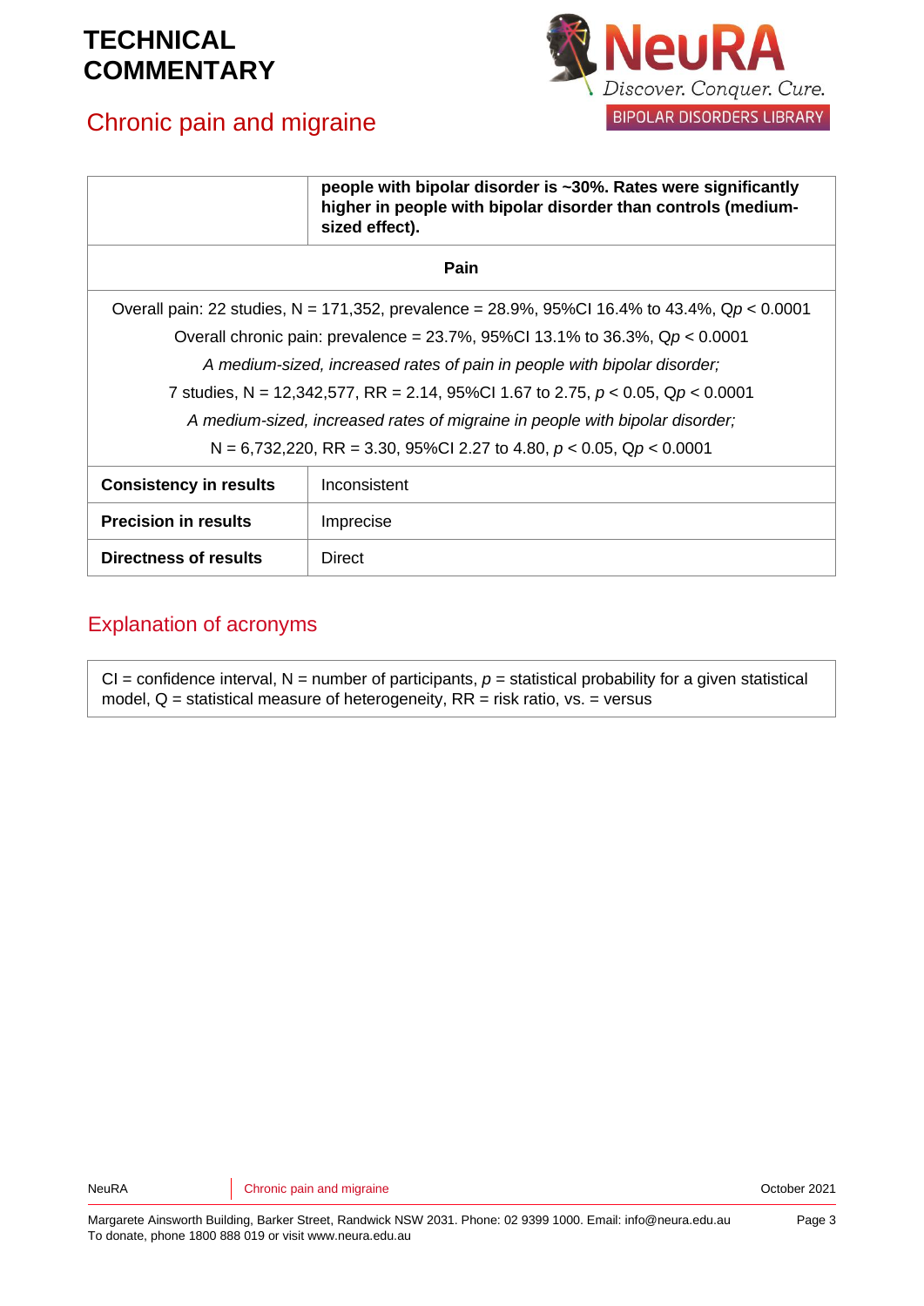| | |
|---|---|
| | **people with bipolar disorder is ~30%. Rates were significantly higher in people with bipolar disorder than controls (medium-sized effect).** |
| **Pain** | |
| Overall pain: 22 studies, N = 171,352, prevalence = 28.9%, 95%CI 16.4% to 43.4%, Q$p$ < 0.0001<br>Overall chronic pain: prevalence = 23.7%, 95%CI 13.1% to 36.3%, Q$p$ < 0.0001<br>*A medium-sized, increased rates of pain in people with bipolar disorder;*<br>7 studies, N = 12,342,577, RR = 2.14, 95%CI 1.67 to 2.75, $p$ < 0.05, Q$p$ < 0.0001<br>*A medium-sized, increased rates of migraine in people with bipolar disorder;*<br>N = 6,732,220, RR = 3.30, 95%CI 2.27 to 4.80, $p$ < 0.05, Q$p$ < 0.0001 | |
| **Consistency in results** | Inconsistent |
| **Precision in results** | Imprecise |
| **Directness of results** | Direct |

## Explanation of acronyms

CI = confidence interval, N = number of participants, $p$ = statistical probability for a given statistical model, Q = statistical measure of heterogeneity, RR = risk ratio, vs. = versus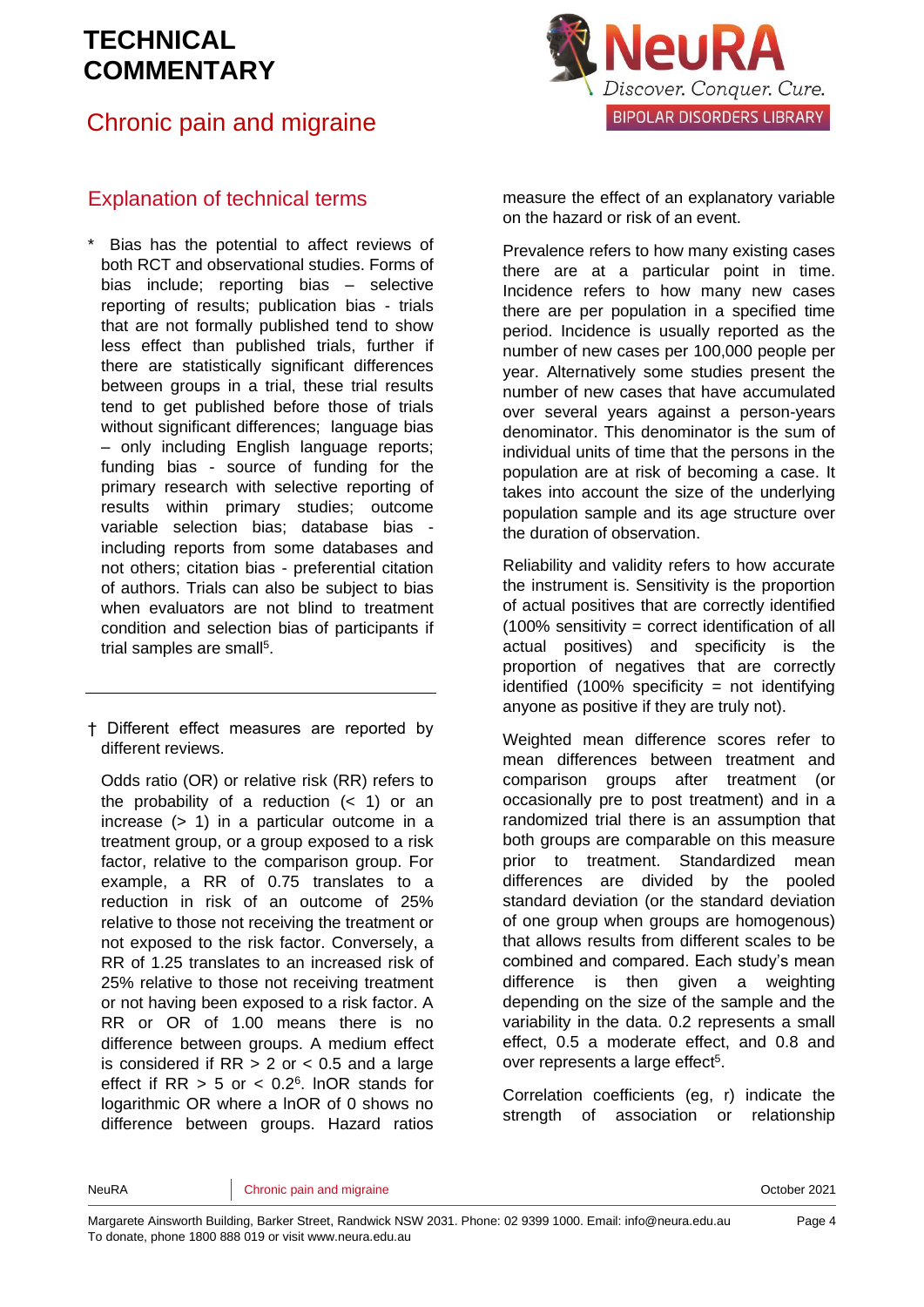## Explanation of technical terms

\* Bias has the potential to affect reviews of both RCT and observational studies. Forms of bias include; reporting bias – selective reporting of results; publication bias - trials that are not formally published tend to show less effect than published trials, further if there are statistically significant differences between groups in a trial, these trial results tend to get published before those of trials without significant differences; language bias – only including English language reports; funding bias - source of funding for the primary research with selective reporting of results within primary studies; outcome variable selection bias; database bias - including reports from some databases and not others; citation bias - preferential citation of authors. Trials can also be subject to bias when evaluators are not blind to treatment condition and selection bias of participants if trial samples are small[5].

† Different effect measures are reported by different reviews.

Odds ratio (OR) or relative risk (RR) refers to the probability of a reduction (< 1) or an increase (> 1) in a particular outcome in a treatment group, or a group exposed to a risk factor, relative to the comparison group. For example, a RR of 0.75 translates to a reduction in risk of an outcome of 25% relative to those not receiving the treatment or not exposed to the risk factor. Conversely, a RR of 1.25 translates to an increased risk of 25% relative to those not receiving treatment or not having been exposed to a risk factor. A RR or OR of 1.00 means there is no difference between groups. A medium effect is considered if RR > 2 or < 0.5 and a large effect if RR > 5 or < 0.2[6]. lnOR stands for logarithmic OR where a lnOR of 0 shows no difference between groups. Hazard ratios measure the effect of an explanatory variable on the hazard or risk of an event.

Prevalence refers to how many existing cases there are at a particular point in time. Incidence refers to how many new cases there are per population in a specified time period. Incidence is usually reported as the number of new cases per 100,000 people per year. Alternatively some studies present the number of new cases that have accumulated over several years against a person-years denominator. This denominator is the sum of individual units of time that the persons in the population are at risk of becoming a case. It takes into account the size of the underlying population sample and its age structure over the duration of observation.

Reliability and validity refers to how accurate the instrument is. Sensitivity is the proportion of actual positives that are correctly identified (100% sensitivity = correct identification of all actual positives) and specificity is the proportion of negatives that are correctly identified (100% specificity = not identifying anyone as positive if they are truly not).

Weighted mean difference scores refer to mean differences between treatment and comparison groups after treatment (or occasionally pre to post treatment) and in a randomized trial there is an assumption that both groups are comparable on this measure prior to treatment. Standardized mean differences are divided by the pooled standard deviation (or the standard deviation of one group when groups are homogenous) that allows results from different scales to be combined and compared. Each study's mean difference is then given a weighting depending on the size of the sample and the variability in the data. 0.2 represents a small effect, 0.5 a moderate effect, and 0.8 and over represents a large effect[5].

Correlation coefficients (eg, r) indicate the strength of association or relationship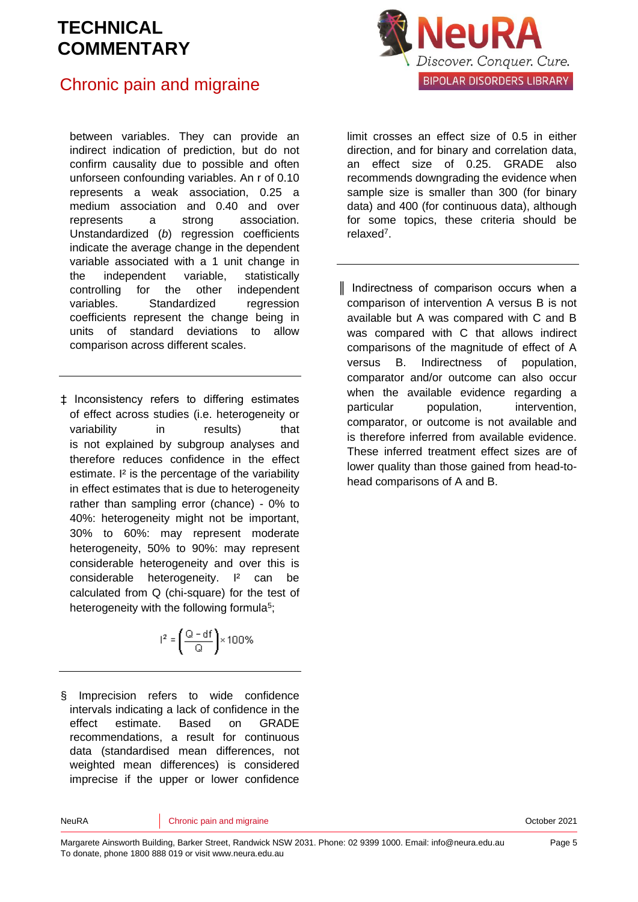between variables. They can provide an indirect indication of prediction, but do not confirm causality due to possible and often unforseen confounding variables. An r of 0.10 represents a weak association, 0.25 a medium association and 0.40 and over represents a strong association. Unstandardized (*b*) regression coefficients indicate the average change in the dependent variable associated with a 1 unit change in the independent variable, statistically controlling for the other independent variables. Standardized regression coefficients represent the change being in units of standard deviations to allow comparison across different scales.

---

‡ Inconsistency refers to differing estimates of effect across studies (i.e. heterogeneity or variability in results) that is not explained by subgroup analyses and therefore reduces confidence in the effect estimate. $I^2$ is the percentage of the variability in effect estimates that is due to heterogeneity rather than sampling error (chance) - 0% to 40%: heterogeneity might not be important, 30% to 60%: may represent moderate heterogeneity, 50% to 90%: may represent considerable heterogeneity and over this is considerable heterogeneity. $I^2$ can be calculated from Q (chi-square) for the test of heterogeneity with the following formula[5];

$$I^2 = \left(\frac{Q - df}{Q}\right) \times 100\%$$

---

§ Imprecision refers to wide confidence intervals indicating a lack of confidence in the effect estimate. Based on GRADE recommendations, a result for continuous data (standardised mean differences, not weighted mean differences) is considered imprecise if the upper or lower confidence limit crosses an effect size of 0.5 in either direction, and for binary and correlation data, an effect size of 0.25. GRADE also recommends downgrading the evidence when sample size is smaller than 300 (for binary data) and 400 (for continuous data), although for some topics, these criteria should be relaxed[7].

---

║ Indirectness of comparison occurs when a comparison of intervention A versus B is not available but A was compared with C and B was compared with C that allows indirect comparisons of the magnitude of effect of A versus B. Indirectness of population, comparator and/or outcome can also occur when the available evidence regarding a particular population, intervention, comparator, or outcome is not available and is therefore inferred from available evidence. These inferred treatment effect sizes are of lower quality than those gained from head-to-head comparisons of A and B.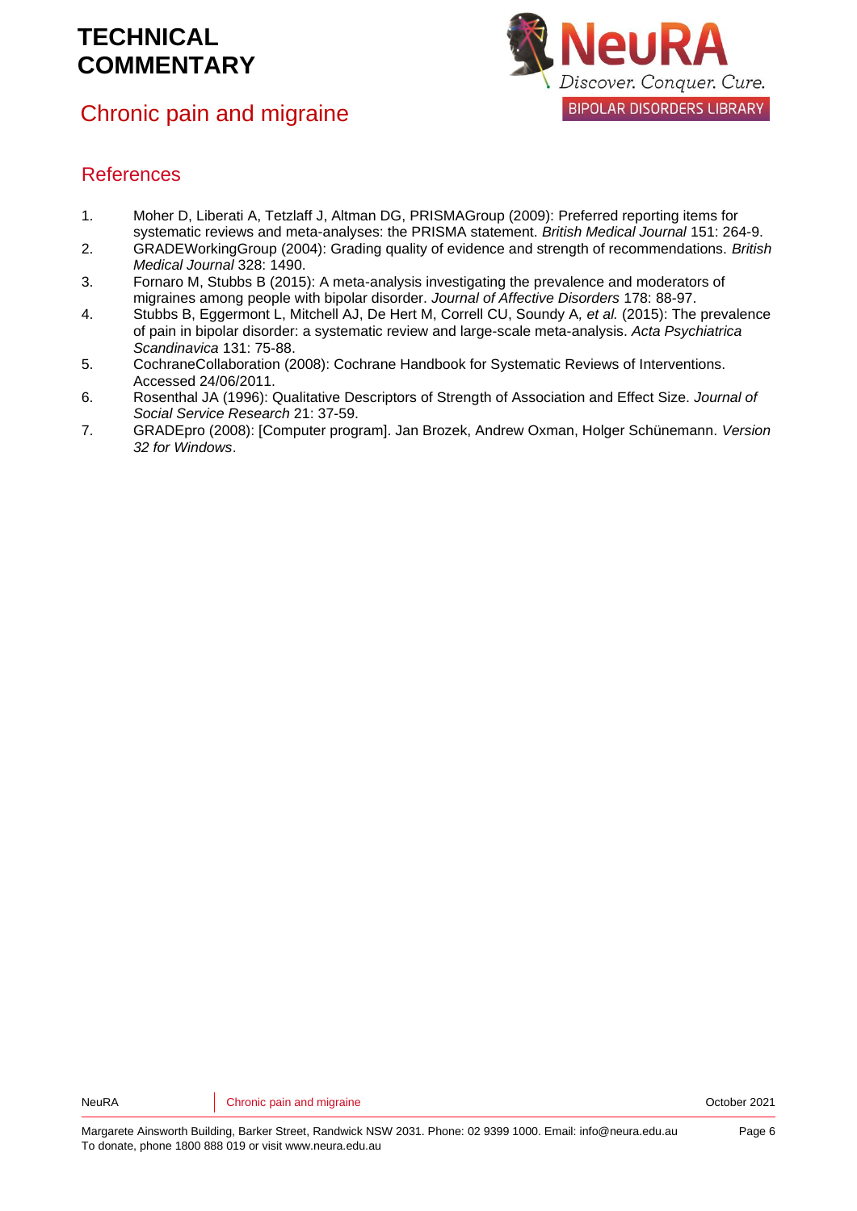## References

1. Moher D, Liberati A, Tetzlaff J, Altman DG, PRISMAGroup (2009): Preferred reporting items for systematic reviews and meta-analyses: the PRISMA statement. *British Medical Journal* 151: 264-9.
2. GRADEWorkingGroup (2004): Grading quality of evidence and strength of recommendations. *British Medical Journal* 328: 1490.
3. Fornaro M, Stubbs B (2015): A meta-analysis investigating the prevalence and moderators of migraines among people with bipolar disorder. *Journal of Affective Disorders* 178: 88-97.
4. Stubbs B, Eggermont L, Mitchell AJ, De Hert M, Correll CU, Soundy A*, et al.* (2015): The prevalence of pain in bipolar disorder: a systematic review and large-scale meta-analysis. *Acta Psychiatrica Scandinavica* 131: 75-88.
5. CochraneCollaboration (2008): Cochrane Handbook for Systematic Reviews of Interventions. Accessed 24/06/2011.
6. Rosenthal JA (1996): Qualitative Descriptors of Strength of Association and Effect Size. *Journal of Social Service Research* 21: 37-59.
7. GRADEpro (2008): [Computer program]. Jan Brozek, Andrew Oxman, Holger Schünemann. *Version 32 for Windows*.